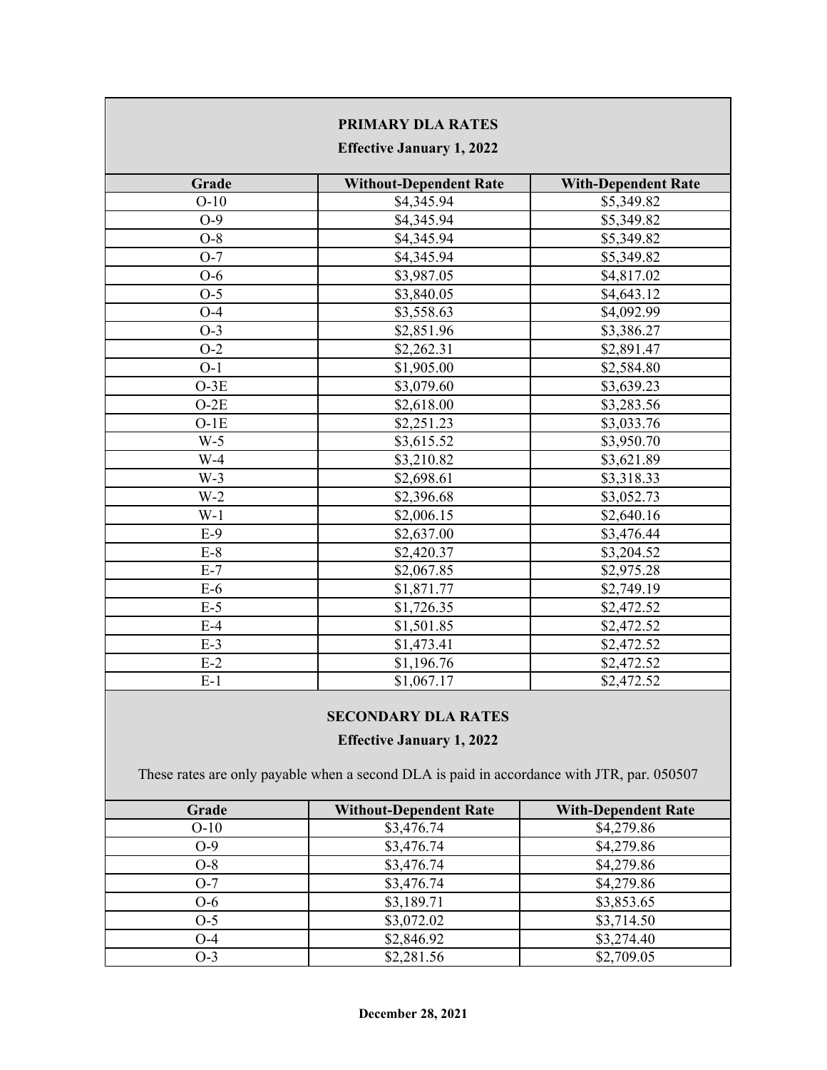## PRIMARY DLA RATES

**Effective January 1, 2022**

| Grade | Without-Dependent Rate | With-Dependent Rate |
|---|---|---|
| O-10 | $4,345.94 | $5,349.82 |
| O-9 | $4,345.94 | $5,349.82 |
| O-8 | $4,345.94 | $5,349.82 |
| O-7 | $4,345.94 | $5,349.82 |
| O-6 | $3,987.05 | $4,817.02 |
| O-5 | $3,840.05 | $4,643.12 |
| O-4 | $3,558.63 | $4,092.99 |
| O-3 | $2,851.96 | $3,386.27 |
| O-2 | $2,262.31 | $2,891.47 |
| O-1 | $1,905.00 | $2,584.80 |
| O-3E | $3,079.60 | $3,639.23 |
| O-2E | $2,618.00 | $3,283.56 |
| O-1E | $2,251.23 | $3,033.76 |
| W-5 | $3,615.52 | $3,950.70 |
| W-4 | $3,210.82 | $3,621.89 |
| W-3 | $2,698.61 | $3,318.33 |
| W-2 | $2,396.68 | $3,052.73 |
| W-1 | $2,006.15 | $2,640.16 |
| E-9 | $2,637.00 | $3,476.44 |
| E-8 | $2,420.37 | $3,204.52 |
| E-7 | $2,067.85 | $2,975.28 |
| E-6 | $1,871.77 | $2,749.19 |
| E-5 | $1,726.35 | $2,472.52 |
| E-4 | $1,501.85 | $2,472.52 |
| E-3 | $1,473.41 | $2,472.52 |
| E-2 | $1,196.76 | $2,472.52 |
| E-1 | $1,067.17 | $2,472.52 |

## SECONDARY DLA RATES

**Effective January 1, 2022**

These rates are only payable when a second DLA is paid in accordance with JTR, par. 050507

| Grade | Without-Dependent Rate | With-Dependent Rate |
|---|---|---|
| O-10 | $3,476.74 | $4,279.86 |
| O-9 | $3,476.74 | $4,279.86 |
| O-8 | $3,476.74 | $4,279.86 |
| O-7 | $3,476.74 | $4,279.86 |
| O-6 | $3,189.71 | $3,853.65 |
| O-5 | $3,072.02 | $3,714.50 |
| O-4 | $2,846.92 | $3,274.40 |
| O-3 | $2,281.56 | $2,709.05 |

**December 28, 2021**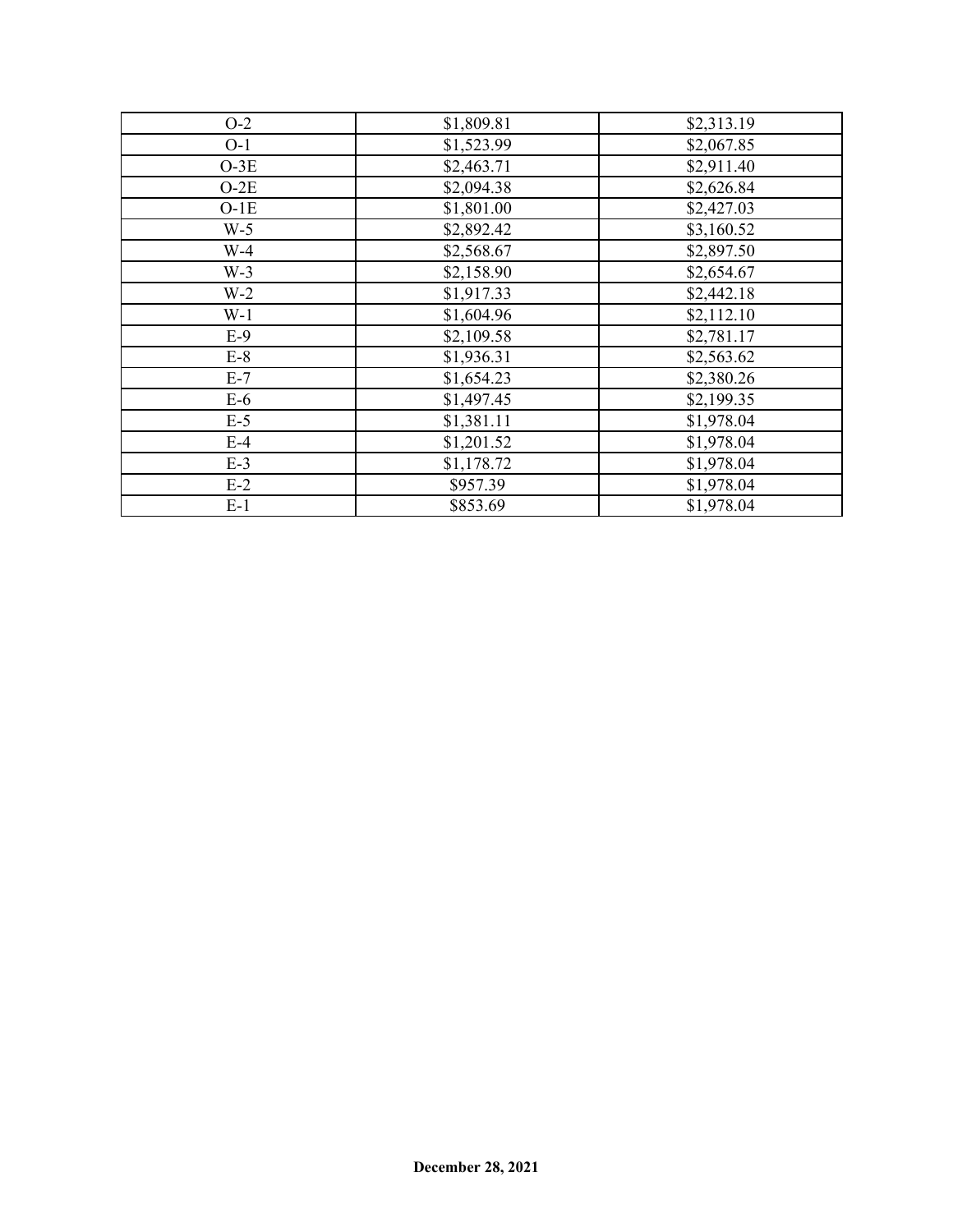| | | |
|---|---|---|
| O-2 | $1,809.81 | $2,313.19 |
| O-1 | $1,523.99 | $2,067.85 |
| O-3E | $2,463.71 | $2,911.40 |
| O-2E | $2,094.38 | $2,626.84 |
| O-1E | $1,801.00 | $2,427.03 |
| W-5 | $2,892.42 | $3,160.52 |
| W-4 | $2,568.67 | $2,897.50 |
| W-3 | $2,158.90 | $2,654.67 |
| W-2 | $1,917.33 | $2,442.18 |
| W-1 | $1,604.96 | $2,112.10 |
| E-9 | $2,109.58 | $2,781.17 |
| E-8 | $1,936.31 | $2,563.62 |
| E-7 | $1,654.23 | $2,380.26 |
| E-6 | $1,497.45 | $2,199.35 |
| E-5 | $1,381.11 | $1,978.04 |
| E-4 | $1,201.52 | $1,978.04 |
| E-3 | $1,178.72 | $1,978.04 |
| E-2 | $957.39 | $1,978.04 |
| E-1 | $853.69 | $1,978.04 |

**December 28, 2021**